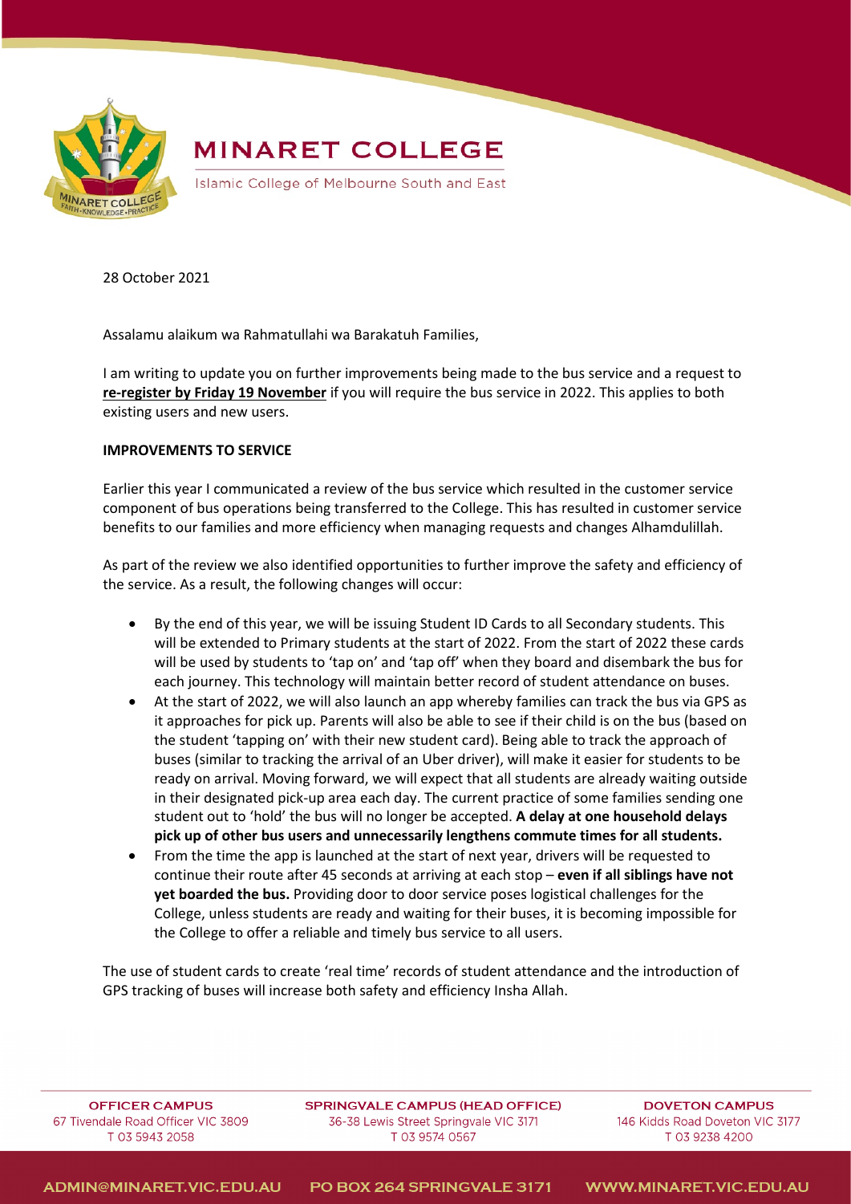# MINARET COLLEGE

Islamic College of Melbourne South and East

28 October 2021

Assalamu alaikum wa Rahmatullahi wa Barakatuh Families,

I am writing to update you on further improvements being made to the bus service and a request to **re-register by Friday 19 November** if you will require the bus service in 2022. This applies to both existing users and new users.

**IMPROVEMENTS TO SERVICE**

Earlier this year I communicated a review of the bus service which resulted in the customer service component of bus operations being transferred to the College. This has resulted in customer service benefits to our families and more efficiency when managing requests and changes Alhamdulillah.

As part of the review we also identified opportunities to further improve the safety and efficiency of the service. As a result, the following changes will occur:

- By the end of this year, we will be issuing Student ID Cards to all Secondary students. This will be extended to Primary students at the start of 2022. From the start of 2022 these cards will be used by students to 'tap on' and 'tap off' when they board and disembark the bus for each journey. This technology will maintain better record of student attendance on buses.
- At the start of 2022, we will also launch an app whereby families can track the bus via GPS as it approaches for pick up. Parents will also be able to see if their child is on the bus (based on the student 'tapping on' with their new student card). Being able to track the approach of buses (similar to tracking the arrival of an Uber driver), will make it easier for students to be ready on arrival. Moving forward, we will expect that all students are already waiting outside in their designated pick-up area each day. The current practice of some families sending one student out to 'hold' the bus will no longer be accepted. **A delay at one household delays pick up of other bus users and unnecessarily lengthens commute times for all students.**
- From the time the app is launched at the start of next year, drivers will be requested to continue their route after 45 seconds at arriving at each stop – **even if all siblings have not yet boarded the bus.** Providing door to door service poses logistical challenges for the College, unless students are ready and waiting for their buses, it is becoming impossible for the College to offer a reliable and timely bus service to all users.

The use of student cards to create 'real time' records of student attendance and the introduction of GPS tracking of buses will increase both safety and efficiency Insha Allah.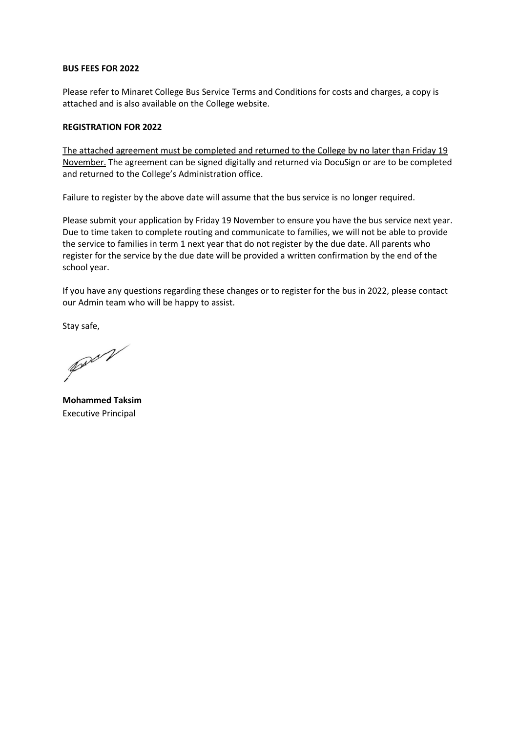**BUS FEES FOR 2022**

Please refer to Minaret College Bus Service Terms and Conditions for costs and charges, a copy is attached and is also available on the College website.

**REGISTRATION FOR 2022**

<u>The attached agreement must be completed and returned to the College by no later than Friday 19 November.</u> The agreement can be signed digitally and returned via DocuSign or are to be completed and returned to the College's Administration office.

Failure to register by the above date will assume that the bus service is no longer required.

Please submit your application by Friday 19 November to ensure you have the bus service next year. Due to time taken to complete routing and communicate to families, we will not be able to provide the service to families in term 1 next year that do not register by the due date. All parents who register for the service by the due date will be provided a written confirmation by the end of the school year.

If you have any questions regarding these changes or to register for the bus in 2022, please contact our Admin team who will be happy to assist.

Stay safe,

**Mohammed Taksim**
Executive Principal